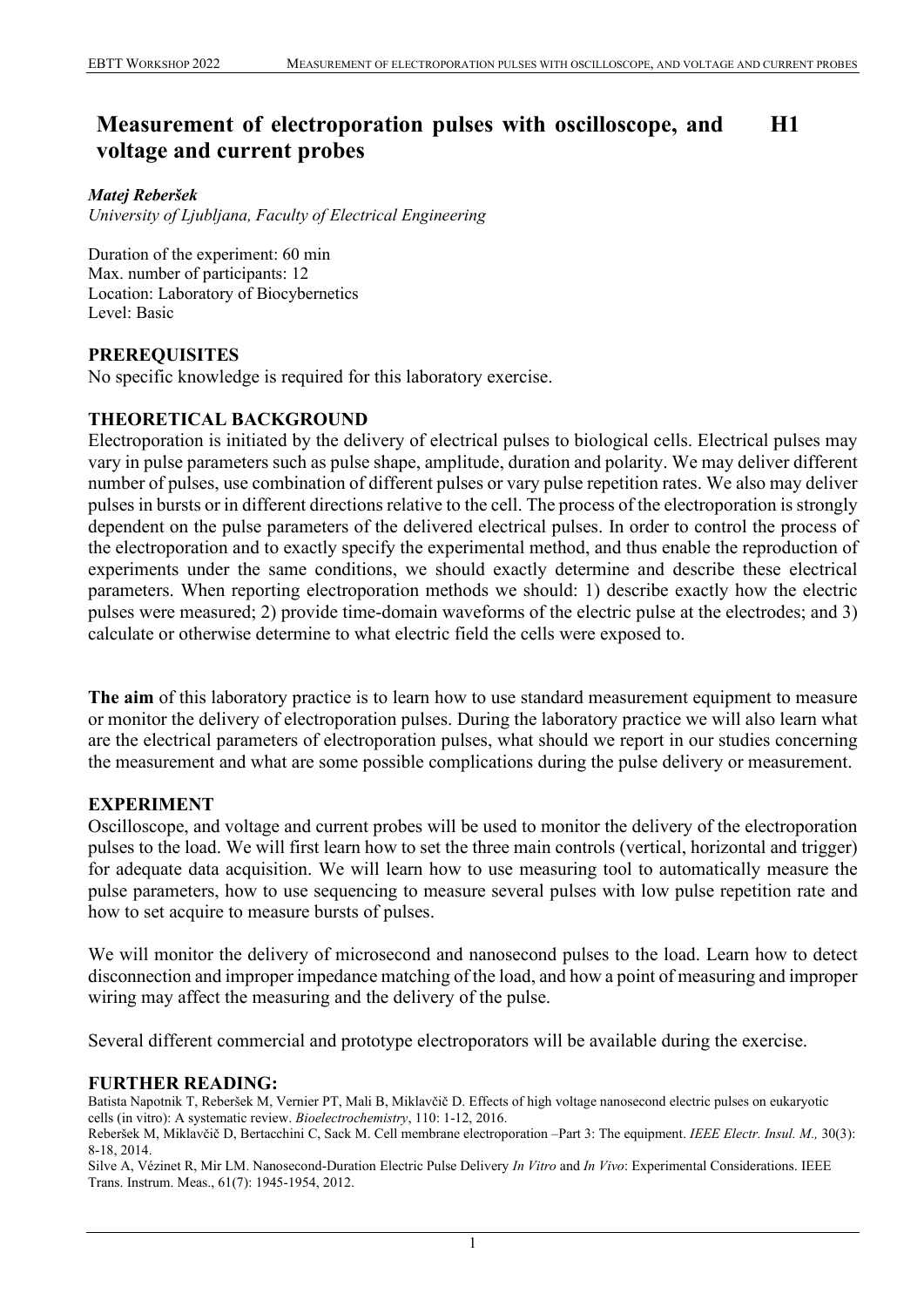# Measurement of electroporation pulses with oscilloscope, and voltage and current probes H1

***Matej Reberšek***
*University of Ljubljana, Faculty of Electrical Engineering*

Duration of the experiment: 60 min
Max. number of participants: 12
Location: Laboratory of Biocybernetics
Level: Basic

## PREREQUISITES

No specific knowledge is required for this laboratory exercise.

## THEORETICAL BACKGROUND

Electroporation is initiated by the delivery of electrical pulses to biological cells. Electrical pulses may vary in pulse parameters such as pulse shape, amplitude, duration and polarity. We may deliver different number of pulses, use combination of different pulses or vary pulse repetition rates. We also may deliver pulses in bursts or in different directions relative to the cell. The process of the electroporation is strongly dependent on the pulse parameters of the delivered electrical pulses. In order to control the process of the electroporation and to exactly specify the experimental method, and thus enable the reproduction of experiments under the same conditions, we should exactly determine and describe these electrical parameters. When reporting electroporation methods we should: 1) describe exactly how the electric pulses were measured; 2) provide time-domain waveforms of the electric pulse at the electrodes; and 3) calculate or otherwise determine to what electric field the cells were exposed to.

**The aim** of this laboratory practice is to learn how to use standard measurement equipment to measure or monitor the delivery of electroporation pulses. During the laboratory practice we will also learn what are the electrical parameters of electroporation pulses, what should we report in our studies concerning the measurement and what are some possible complications during the pulse delivery or measurement.

## EXPERIMENT

Oscilloscope, and voltage and current probes will be used to monitor the delivery of the electroporation pulses to the load. We will first learn how to set the three main controls (vertical, horizontal and trigger) for adequate data acquisition. We will learn how to use measuring tool to automatically measure the pulse parameters, how to use sequencing to measure several pulses with low pulse repetition rate and how to set acquire to measure bursts of pulses.

We will monitor the delivery of microsecond and nanosecond pulses to the load. Learn how to detect disconnection and improper impedance matching of the load, and how a point of measuring and improper wiring may affect the measuring and the delivery of the pulse.

Several different commercial and prototype electroporators will be available during the exercise.

## FURTHER READING:

Batista Napotnik T, Reberšek M, Vernier PT, Mali B, Miklavčič D. Effects of high voltage nanosecond electric pulses on eukaryotic cells (in vitro): A systematic review. *Bioelectrochemistry*, 110: 1-12, 2016.

Reberšek M, Miklavčič D, Bertacchini C, Sack M. Cell membrane electroporation –Part 3: The equipment. *IEEE Electr. Insul. M.,* 30(3): 8-18, 2014.

Silve A, Vézinet R, Mir LM. Nanosecond-Duration Electric Pulse Delivery *In Vitro* and *In Vivo*: Experimental Considerations. IEEE Trans. Instrum. Meas., 61(7): 1945-1954, 2012.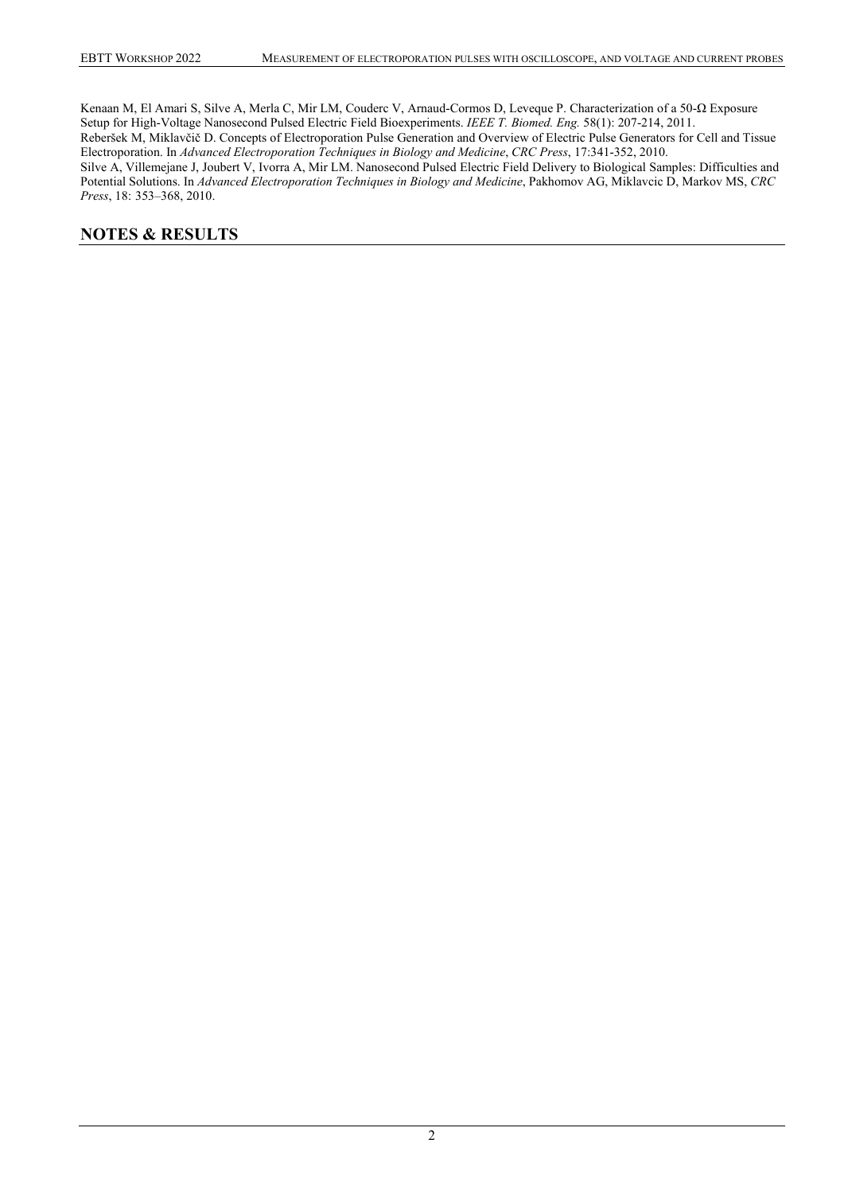Kenaan M, El Amari S, Silve A, Merla C, Mir LM, Couderc V, Arnaud-Cormos D, Leveque P. Characterization of a 50-Ω Exposure Setup for High-Voltage Nanosecond Pulsed Electric Field Bioexperiments. *IEEE T. Biomed. Eng.* 58(1): 207-214, 2011.

Reberšek M, Miklavčič D. Concepts of Electroporation Pulse Generation and Overview of Electric Pulse Generators for Cell and Tissue Electroporation. In *Advanced Electroporation Techniques in Biology and Medicine*, *CRC Press*, 17:341-352, 2010.

Silve A, Villemejane J, Joubert V, Ivorra A, Mir LM. Nanosecond Pulsed Electric Field Delivery to Biological Samples: Difficulties and Potential Solutions. In *Advanced Electroporation Techniques in Biology and Medicine*, Pakhomov AG, Miklavcic D, Markov MS, *CRC Press*, 18: 353–368, 2010.

## NOTES & RESULTS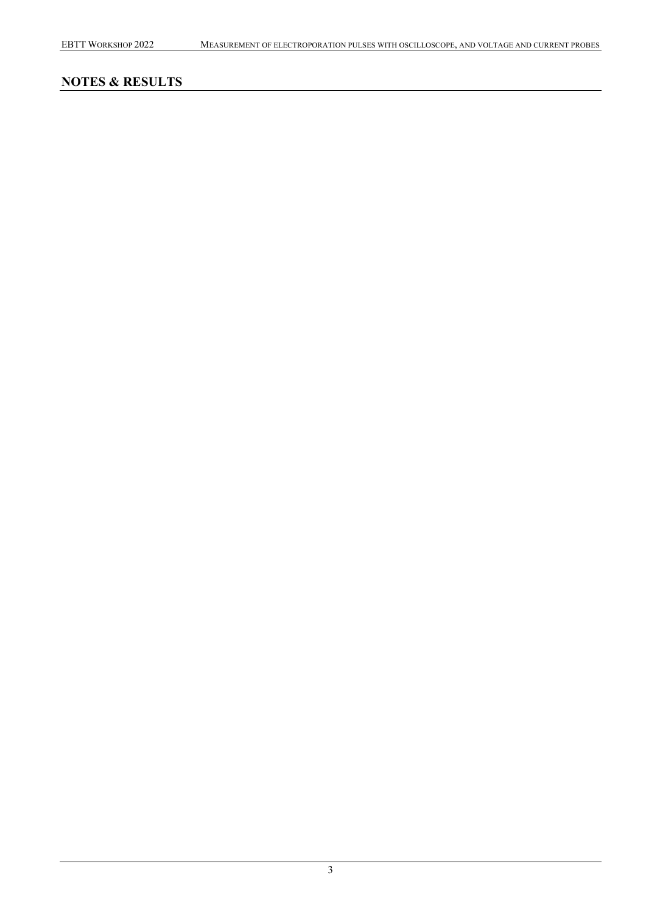## NOTES & RESULTS